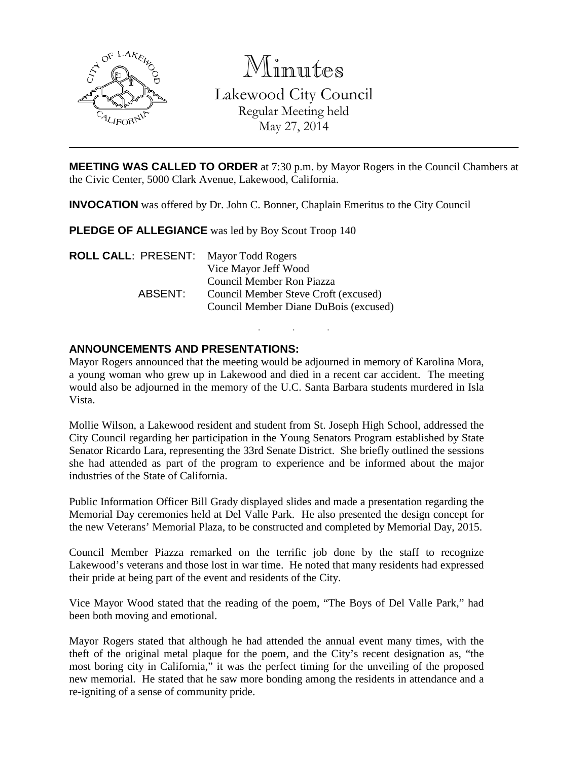# Minutes

## Lakewood City Council

Regular Meeting held
May 27, 2014

---

**MEETING WAS CALLED TO ORDER** at 7:30 p.m. by Mayor Rogers in the Council Chambers at the Civic Center, 5000 Clark Avenue, Lakewood, California.

**INVOCATION** was offered by Dr. John C. Bonner, Chaplain Emeritus to the City Council

**PLEDGE OF ALLEGIANCE** was led by Boy Scout Troop 140

**ROLL CALL**: PRESENT: Mayor Todd Rogers
Vice Mayor Jeff Wood
Council Member Ron Piazza

ABSENT: Council Member Steve Croft (excused)
Council Member Diane DuBois (excused)

. . .

**ANNOUNCEMENTS AND PRESENTATIONS:**

Mayor Rogers announced that the meeting would be adjourned in memory of Karolina Mora, a young woman who grew up in Lakewood and died in a recent car accident. The meeting would also be adjourned in the memory of the U.C. Santa Barbara students murdered in Isla Vista.

Mollie Wilson, a Lakewood resident and student from St. Joseph High School, addressed the City Council regarding her participation in the Young Senators Program established by State Senator Ricardo Lara, representing the 33rd Senate District. She briefly outlined the sessions she had attended as part of the program to experience and be informed about the major industries of the State of California.

Public Information Officer Bill Grady displayed slides and made a presentation regarding the Memorial Day ceremonies held at Del Valle Park. He also presented the design concept for the new Veterans' Memorial Plaza, to be constructed and completed by Memorial Day, 2015.

Council Member Piazza remarked on the terrific job done by the staff to recognize Lakewood's veterans and those lost in war time. He noted that many residents had expressed their pride at being part of the event and residents of the City.

Vice Mayor Wood stated that the reading of the poem, "The Boys of Del Valle Park," had been both moving and emotional.

Mayor Rogers stated that although he had attended the annual event many times, with the theft of the original metal plaque for the poem, and the City's recent designation as, "the most boring city in California," it was the perfect timing for the unveiling of the proposed new memorial. He stated that he saw more bonding among the residents in attendance and a re-igniting of a sense of community pride.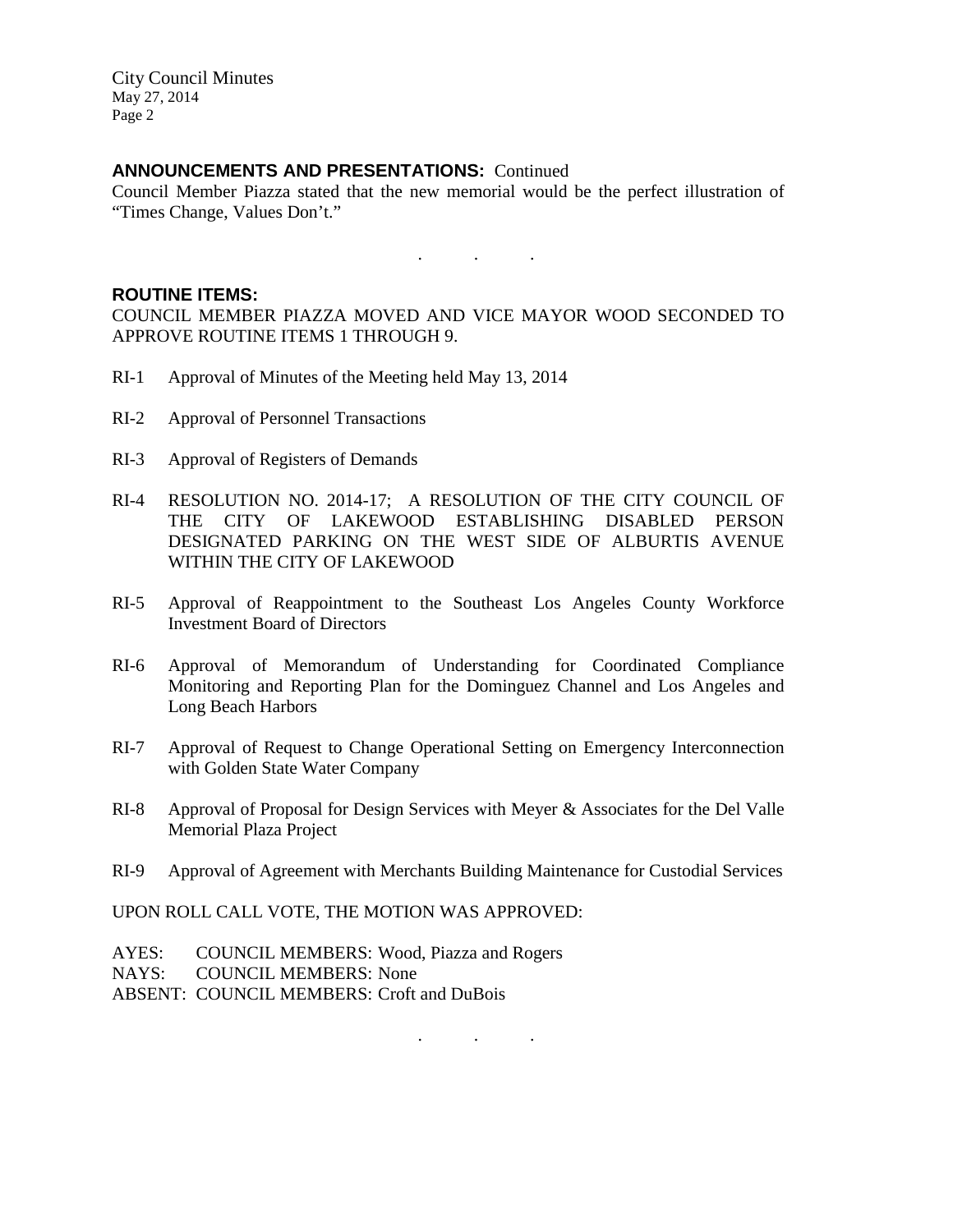## ANNOUNCEMENTS AND PRESENTATIONS: Continued

Council Member Piazza stated that the new memorial would be the perfect illustration of "Times Change, Values Don't."

. . .

## ROUTINE ITEMS:

COUNCIL MEMBER PIAZZA MOVED AND VICE MAYOR WOOD SECONDED TO APPROVE ROUTINE ITEMS 1 THROUGH 9.

RI-1 Approval of Minutes of the Meeting held May 13, 2014

RI-2 Approval of Personnel Transactions

RI-3 Approval of Registers of Demands

RI-4 RESOLUTION NO. 2014-17; A RESOLUTION OF THE CITY COUNCIL OF THE CITY OF LAKEWOOD ESTABLISHING DISABLED PERSON DESIGNATED PARKING ON THE WEST SIDE OF ALBURTIS AVENUE WITHIN THE CITY OF LAKEWOOD

RI-5 Approval of Reappointment to the Southeast Los Angeles County Workforce Investment Board of Directors

RI-6 Approval of Memorandum of Understanding for Coordinated Compliance Monitoring and Reporting Plan for the Dominguez Channel and Los Angeles and Long Beach Harbors

RI-7 Approval of Request to Change Operational Setting on Emergency Interconnection with Golden State Water Company

RI-8 Approval of Proposal for Design Services with Meyer & Associates for the Del Valle Memorial Plaza Project

RI-9 Approval of Agreement with Merchants Building Maintenance for Custodial Services

UPON ROLL CALL VOTE, THE MOTION WAS APPROVED:

AYES: COUNCIL MEMBERS: Wood, Piazza and Rogers
NAYS: COUNCIL MEMBERS: None
ABSENT: COUNCIL MEMBERS: Croft and DuBois

. . .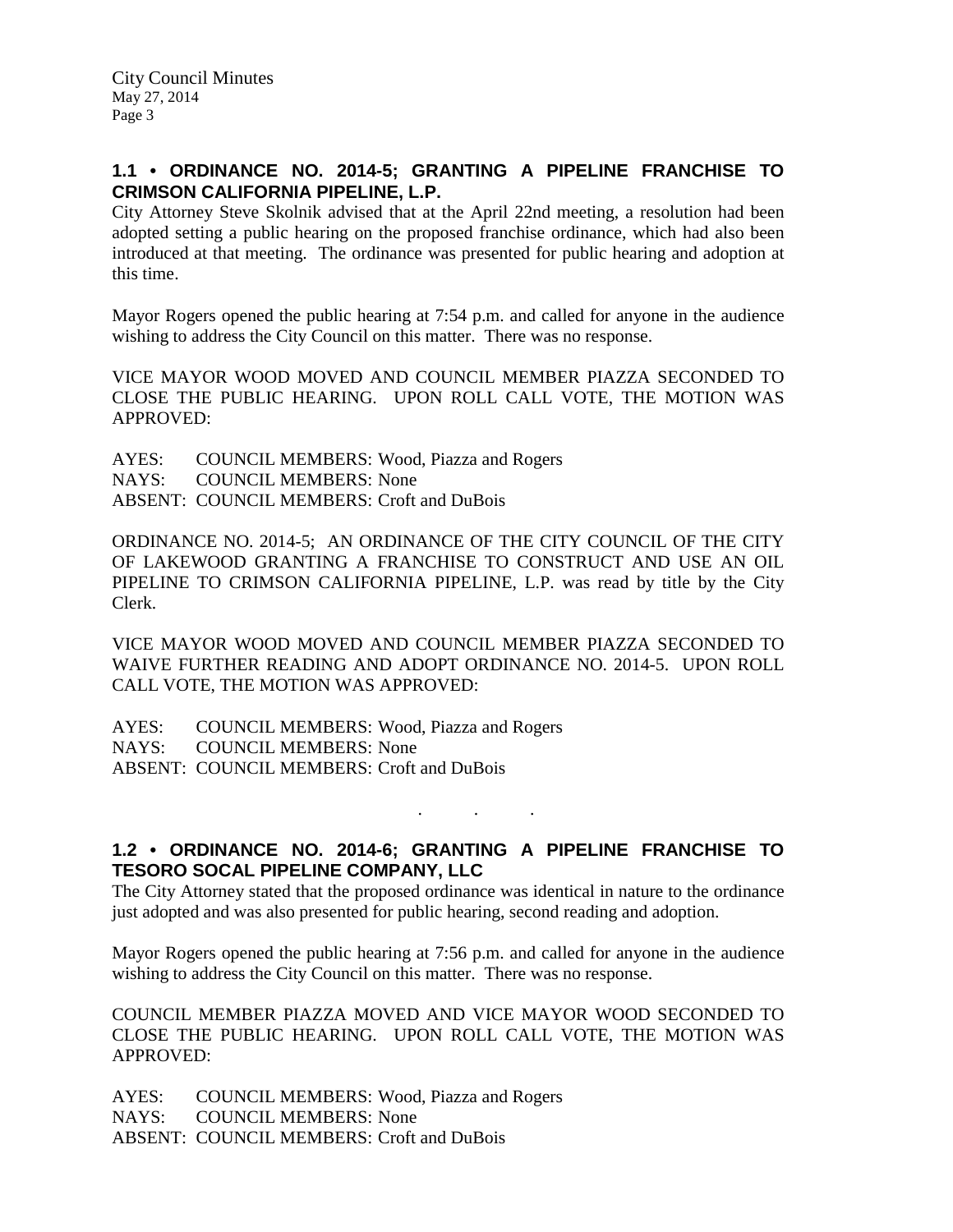## 1.1 • ORDINANCE NO. 2014-5; GRANTING A PIPELINE FRANCHISE TO CRIMSON CALIFORNIA PIPELINE, L.P.

City Attorney Steve Skolnik advised that at the April 22nd meeting, a resolution had been adopted setting a public hearing on the proposed franchise ordinance, which had also been introduced at that meeting. The ordinance was presented for public hearing and adoption at this time.

Mayor Rogers opened the public hearing at 7:54 p.m. and called for anyone in the audience wishing to address the City Council on this matter. There was no response.

VICE MAYOR WOOD MOVED AND COUNCIL MEMBER PIAZZA SECONDED TO CLOSE THE PUBLIC HEARING. UPON ROLL CALL VOTE, THE MOTION WAS APPROVED:

AYES: COUNCIL MEMBERS: Wood, Piazza and Rogers
NAYS: COUNCIL MEMBERS: None
ABSENT: COUNCIL MEMBERS: Croft and DuBois

ORDINANCE NO. 2014-5; AN ORDINANCE OF THE CITY COUNCIL OF THE CITY OF LAKEWOOD GRANTING A FRANCHISE TO CONSTRUCT AND USE AN OIL PIPELINE TO CRIMSON CALIFORNIA PIPELINE, L.P. was read by title by the City Clerk.

VICE MAYOR WOOD MOVED AND COUNCIL MEMBER PIAZZA SECONDED TO WAIVE FURTHER READING AND ADOPT ORDINANCE NO. 2014-5. UPON ROLL CALL VOTE, THE MOTION WAS APPROVED:

AYES: COUNCIL MEMBERS: Wood, Piazza and Rogers
NAYS: COUNCIL MEMBERS: None
ABSENT: COUNCIL MEMBERS: Croft and DuBois

. . .

## 1.2 • ORDINANCE NO. 2014-6; GRANTING A PIPELINE FRANCHISE TO TESORO SOCAL PIPELINE COMPANY, LLC

The City Attorney stated that the proposed ordinance was identical in nature to the ordinance just adopted and was also presented for public hearing, second reading and adoption.

Mayor Rogers opened the public hearing at 7:56 p.m. and called for anyone in the audience wishing to address the City Council on this matter. There was no response.

COUNCIL MEMBER PIAZZA MOVED AND VICE MAYOR WOOD SECONDED TO CLOSE THE PUBLIC HEARING. UPON ROLL CALL VOTE, THE MOTION WAS APPROVED:

AYES: COUNCIL MEMBERS: Wood, Piazza and Rogers
NAYS: COUNCIL MEMBERS: None
ABSENT: COUNCIL MEMBERS: Croft and DuBois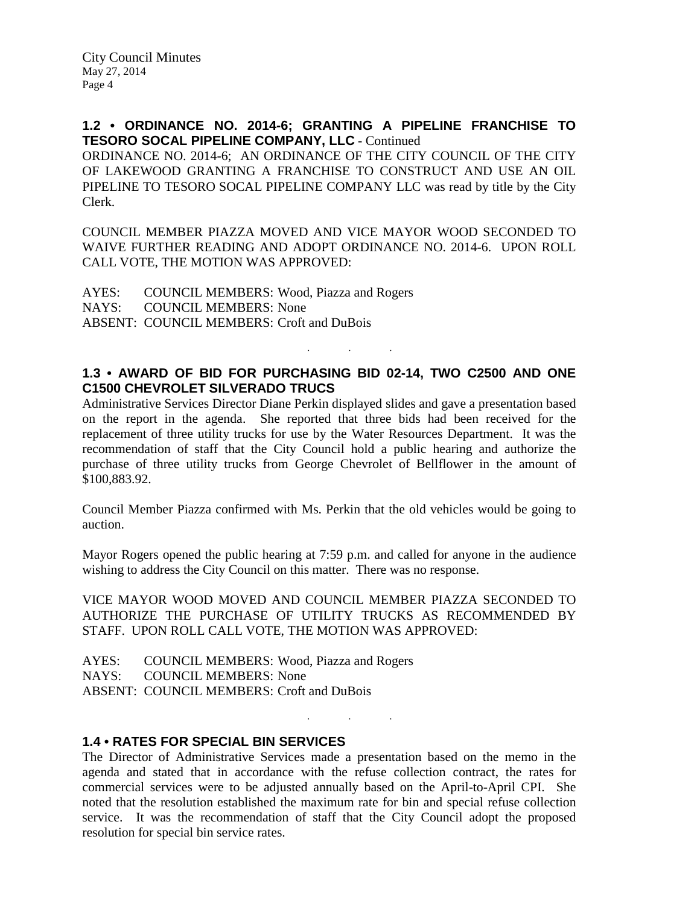**1.2 • ORDINANCE NO. 2014-6; GRANTING A PIPELINE FRANCHISE TO TESORO SOCAL PIPELINE COMPANY, LLC** - Continued

ORDINANCE NO. 2014-6; AN ORDINANCE OF THE CITY COUNCIL OF THE CITY OF LAKEWOOD GRANTING A FRANCHISE TO CONSTRUCT AND USE AN OIL PIPELINE TO TESORO SOCAL PIPELINE COMPANY LLC was read by title by the City Clerk.

COUNCIL MEMBER PIAZZA MOVED AND VICE MAYOR WOOD SECONDED TO WAIVE FURTHER READING AND ADOPT ORDINANCE NO. 2014-6. UPON ROLL CALL VOTE, THE MOTION WAS APPROVED:

AYES: COUNCIL MEMBERS: Wood, Piazza and Rogers
NAYS: COUNCIL MEMBERS: None
ABSENT: COUNCIL MEMBERS: Croft and DuBois

. . .

**1.3 • AWARD OF BID FOR PURCHASING BID 02-14, TWO C2500 AND ONE C1500 CHEVROLET SILVERADO TRUCS**

Administrative Services Director Diane Perkin displayed slides and gave a presentation based on the report in the agenda. She reported that three bids had been received for the replacement of three utility trucks for use by the Water Resources Department. It was the recommendation of staff that the City Council hold a public hearing and authorize the purchase of three utility trucks from George Chevrolet of Bellflower in the amount of $100,883.92.

Council Member Piazza confirmed with Ms. Perkin that the old vehicles would be going to auction.

Mayor Rogers opened the public hearing at 7:59 p.m. and called for anyone in the audience wishing to address the City Council on this matter. There was no response.

VICE MAYOR WOOD MOVED AND COUNCIL MEMBER PIAZZA SECONDED TO AUTHORIZE THE PURCHASE OF UTILITY TRUCKS AS RECOMMENDED BY STAFF. UPON ROLL CALL VOTE, THE MOTION WAS APPROVED:

AYES: COUNCIL MEMBERS: Wood, Piazza and Rogers
NAYS: COUNCIL MEMBERS: None
ABSENT: COUNCIL MEMBERS: Croft and DuBois

. . .

**1.4 • RATES FOR SPECIAL BIN SERVICES**

The Director of Administrative Services made a presentation based on the memo in the agenda and stated that in accordance with the refuse collection contract, the rates for commercial services were to be adjusted annually based on the April-to-April CPI. She noted that the resolution established the maximum rate for bin and special refuse collection service. It was the recommendation of staff that the City Council adopt the proposed resolution for special bin service rates.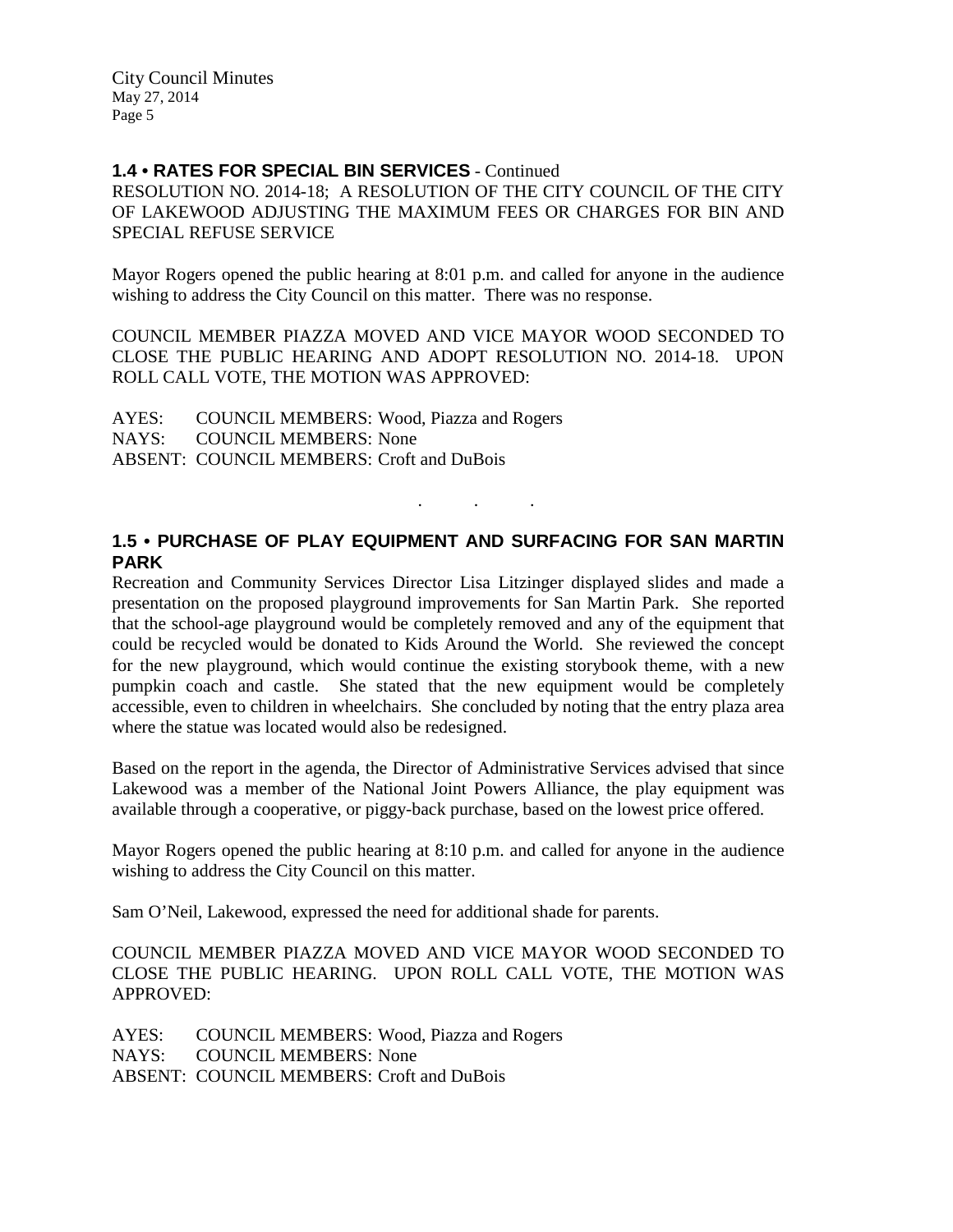### 1.4 • RATES FOR SPECIAL BIN SERVICES - Continued

RESOLUTION NO. 2014-18; A RESOLUTION OF THE CITY COUNCIL OF THE CITY OF LAKEWOOD ADJUSTING THE MAXIMUM FEES OR CHARGES FOR BIN AND SPECIAL REFUSE SERVICE

Mayor Rogers opened the public hearing at 8:01 p.m. and called for anyone in the audience wishing to address the City Council on this matter. There was no response.

COUNCIL MEMBER PIAZZA MOVED AND VICE MAYOR WOOD SECONDED TO CLOSE THE PUBLIC HEARING AND ADOPT RESOLUTION NO. 2014-18. UPON ROLL CALL VOTE, THE MOTION WAS APPROVED:

AYES: COUNCIL MEMBERS: Wood, Piazza and Rogers
NAYS: COUNCIL MEMBERS: None
ABSENT: COUNCIL MEMBERS: Croft and DuBois

. . .

### 1.5 • PURCHASE OF PLAY EQUIPMENT AND SURFACING FOR SAN MARTIN PARK

Recreation and Community Services Director Lisa Litzinger displayed slides and made a presentation on the proposed playground improvements for San Martin Park. She reported that the school-age playground would be completely removed and any of the equipment that could be recycled would be donated to Kids Around the World. She reviewed the concept for the new playground, which would continue the existing storybook theme, with a new pumpkin coach and castle. She stated that the new equipment would be completely accessible, even to children in wheelchairs. She concluded by noting that the entry plaza area where the statue was located would also be redesigned.

Based on the report in the agenda, the Director of Administrative Services advised that since Lakewood was a member of the National Joint Powers Alliance, the play equipment was available through a cooperative, or piggy-back purchase, based on the lowest price offered.

Mayor Rogers opened the public hearing at 8:10 p.m. and called for anyone in the audience wishing to address the City Council on this matter.

Sam O'Neil, Lakewood, expressed the need for additional shade for parents.

COUNCIL MEMBER PIAZZA MOVED AND VICE MAYOR WOOD SECONDED TO CLOSE THE PUBLIC HEARING. UPON ROLL CALL VOTE, THE MOTION WAS APPROVED:

AYES: COUNCIL MEMBERS: Wood, Piazza and Rogers
NAYS: COUNCIL MEMBERS: None
ABSENT: COUNCIL MEMBERS: Croft and DuBois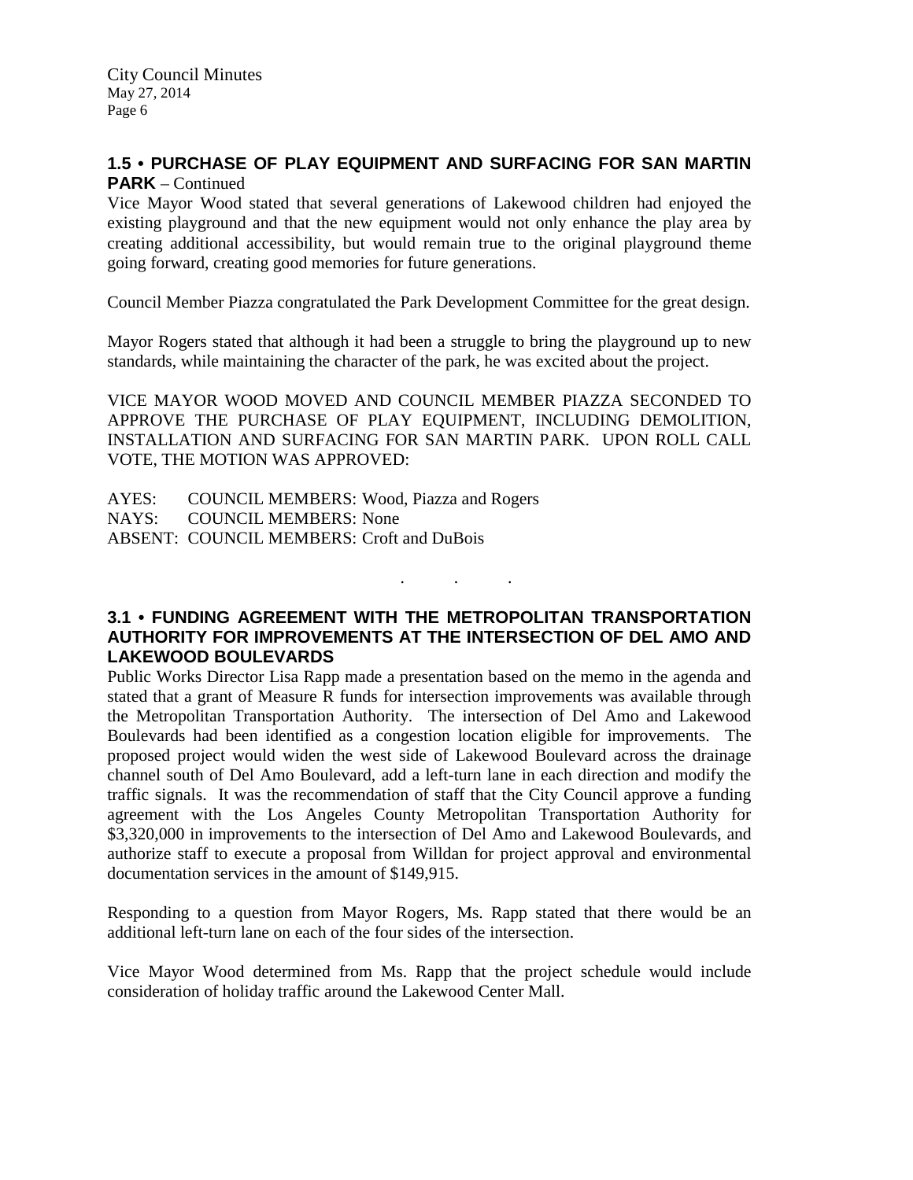### 1.5 • PURCHASE OF PLAY EQUIPMENT AND SURFACING FOR SAN MARTIN PARK – Continued

Vice Mayor Wood stated that several generations of Lakewood children had enjoyed the existing playground and that the new equipment would not only enhance the play area by creating additional accessibility, but would remain true to the original playground theme going forward, creating good memories for future generations.

Council Member Piazza congratulated the Park Development Committee for the great design.

Mayor Rogers stated that although it had been a struggle to bring the playground up to new standards, while maintaining the character of the park, he was excited about the project.

VICE MAYOR WOOD MOVED AND COUNCIL MEMBER PIAZZA SECONDED TO APPROVE THE PURCHASE OF PLAY EQUIPMENT, INCLUDING DEMOLITION, INSTALLATION AND SURFACING FOR SAN MARTIN PARK. UPON ROLL CALL VOTE, THE MOTION WAS APPROVED:

AYES: COUNCIL MEMBERS: Wood, Piazza and Rogers
NAYS: COUNCIL MEMBERS: None
ABSENT: COUNCIL MEMBERS: Croft and DuBois

. . .

### 3.1 • FUNDING AGREEMENT WITH THE METROPOLITAN TRANSPORTATION AUTHORITY FOR IMPROVEMENTS AT THE INTERSECTION OF DEL AMO AND LAKEWOOD BOULEVARDS

Public Works Director Lisa Rapp made a presentation based on the memo in the agenda and stated that a grant of Measure R funds for intersection improvements was available through the Metropolitan Transportation Authority. The intersection of Del Amo and Lakewood Boulevards had been identified as a congestion location eligible for improvements. The proposed project would widen the west side of Lakewood Boulevard across the drainage channel south of Del Amo Boulevard, add a left-turn lane in each direction and modify the traffic signals. It was the recommendation of staff that the City Council approve a funding agreement with the Los Angeles County Metropolitan Transportation Authority for $3,320,000 in improvements to the intersection of Del Amo and Lakewood Boulevards, and authorize staff to execute a proposal from Willdan for project approval and environmental documentation services in the amount of $149,915.

Responding to a question from Mayor Rogers, Ms. Rapp stated that there would be an additional left-turn lane on each of the four sides of the intersection.

Vice Mayor Wood determined from Ms. Rapp that the project schedule would include consideration of holiday traffic around the Lakewood Center Mall.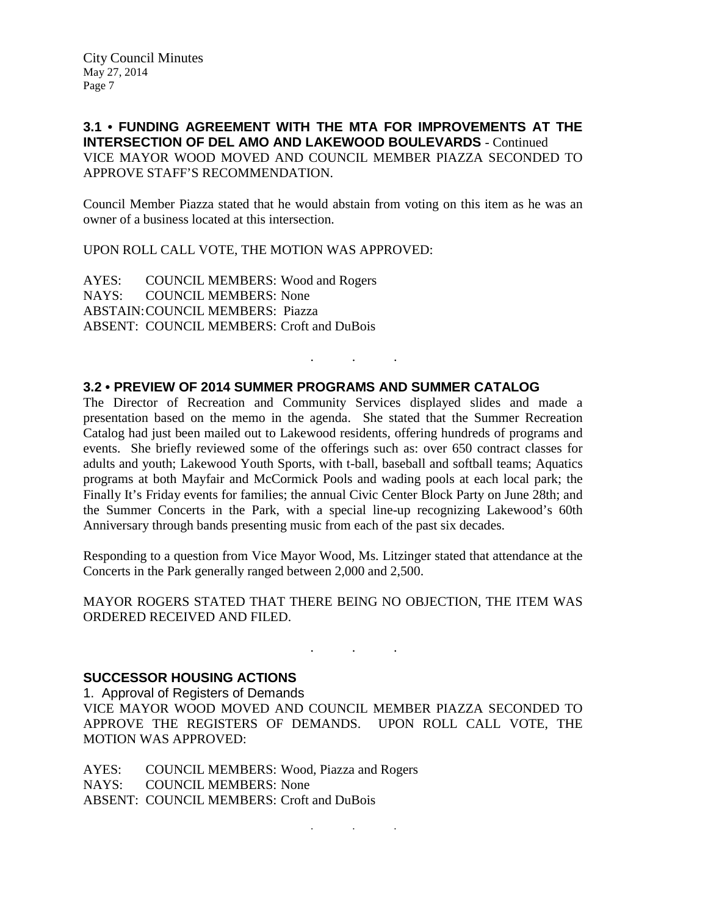**3.1 • FUNDING AGREEMENT WITH THE MTA FOR IMPROVEMENTS AT THE INTERSECTION OF DEL AMO AND LAKEWOOD BOULEVARDS** - Continued

VICE MAYOR WOOD MOVED AND COUNCIL MEMBER PIAZZA SECONDED TO APPROVE STAFF'S RECOMMENDATION.

Council Member Piazza stated that he would abstain from voting on this item as he was an owner of a business located at this intersection.

UPON ROLL CALL VOTE, THE MOTION WAS APPROVED:

AYES: COUNCIL MEMBERS: Wood and Rogers
NAYS: COUNCIL MEMBERS: None
ABSTAIN: COUNCIL MEMBERS: Piazza
ABSENT: COUNCIL MEMBERS: Croft and DuBois

. . .

**3.2 • PREVIEW OF 2014 SUMMER PROGRAMS AND SUMMER CATALOG**

The Director of Recreation and Community Services displayed slides and made a presentation based on the memo in the agenda. She stated that the Summer Recreation Catalog had just been mailed out to Lakewood residents, offering hundreds of programs and events. She briefly reviewed some of the offerings such as: over 650 contract classes for adults and youth; Lakewood Youth Sports, with t-ball, baseball and softball teams; Aquatics programs at both Mayfair and McCormick Pools and wading pools at each local park; the Finally It's Friday events for families; the annual Civic Center Block Party on June 28th; and the Summer Concerts in the Park, with a special line-up recognizing Lakewood's 60th Anniversary through bands presenting music from each of the past six decades.

Responding to a question from Vice Mayor Wood, Ms. Litzinger stated that attendance at the Concerts in the Park generally ranged between 2,000 and 2,500.

MAYOR ROGERS STATED THAT THERE BEING NO OBJECTION, THE ITEM WAS ORDERED RECEIVED AND FILED.

. . .

**SUCCESSOR HOUSING ACTIONS**

1. Approval of Registers of Demands

VICE MAYOR WOOD MOVED AND COUNCIL MEMBER PIAZZA SECONDED TO APPROVE THE REGISTERS OF DEMANDS. UPON ROLL CALL VOTE, THE MOTION WAS APPROVED:

AYES: COUNCIL MEMBERS: Wood, Piazza and Rogers
NAYS: COUNCIL MEMBERS: None
ABSENT: COUNCIL MEMBERS: Croft and DuBois

. . .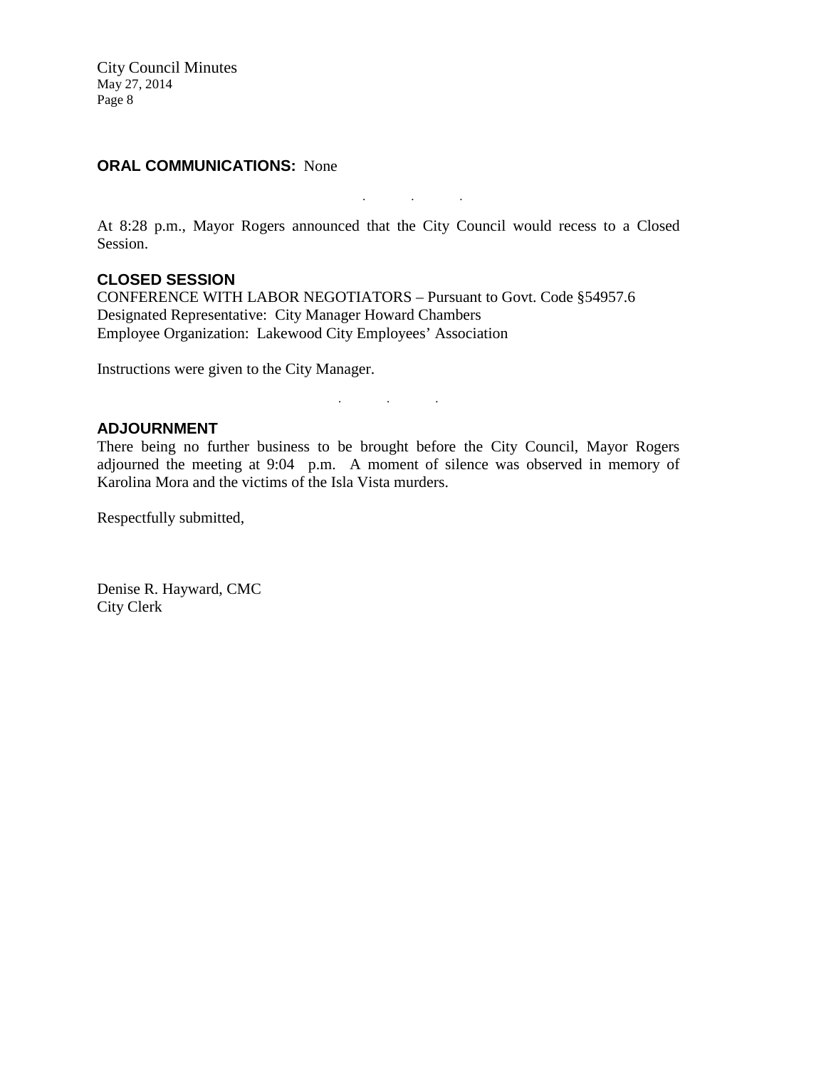**ORAL COMMUNICATIONS:** None

. . .

At 8:28 p.m., Mayor Rogers announced that the City Council would recess to a Closed Session.

## CLOSED SESSION

CONFERENCE WITH LABOR NEGOTIATORS – Pursuant to Govt. Code §54957.6
Designated Representative: City Manager Howard Chambers
Employee Organization: Lakewood City Employees' Association

Instructions were given to the City Manager.

. . .

## ADJOURNMENT

There being no further business to be brought before the City Council, Mayor Rogers adjourned the meeting at 9:04 p.m. A moment of silence was observed in memory of Karolina Mora and the victims of the Isla Vista murders.

Respectfully submitted,

Denise R. Hayward, CMC
City Clerk